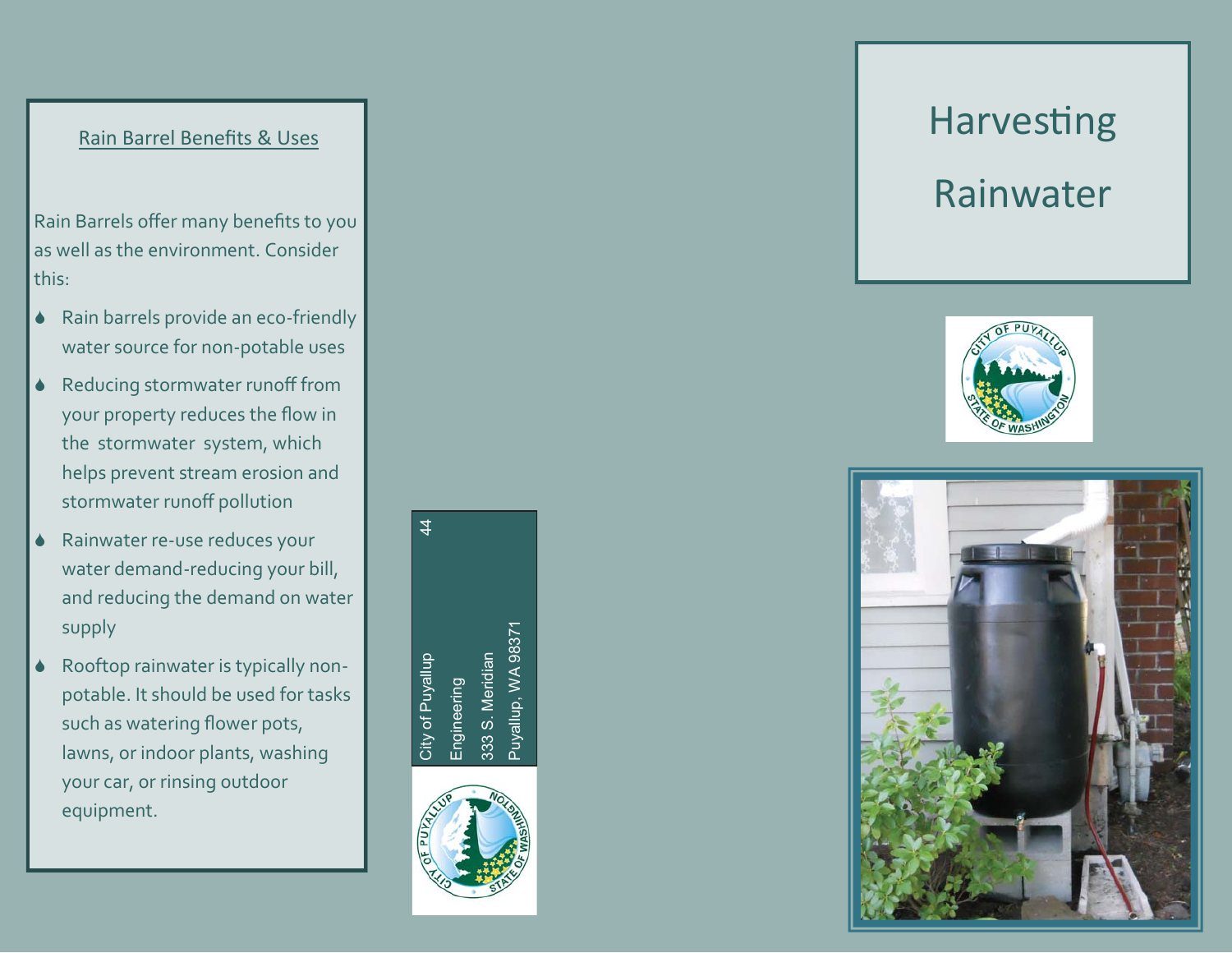## Rain Barrel Benefits & Uses

Rain Barrels offer many benefits to you as well as the environment. Consider this:

- Rain barrels provide an eco-friendly water source for non-potable uses
- Reducing stormwater runoff from your property reduces the flow in the stormwater system, which helps prevent stream erosion and stormwater runoff pollution
- Rainwater re-use reduces your water demand-reducing your bill, and reducing the demand on water supply
- Rooftop rainwater is typically non-potable. It should be used for tasks such as watering flower pots, lawns, or indoor plants, washing your car, or rinsing outdoor equipment.

City of Puyallup
Engineering
333 S. Meridian
Puyallup, WA 98371

44

# Harvesting Rainwater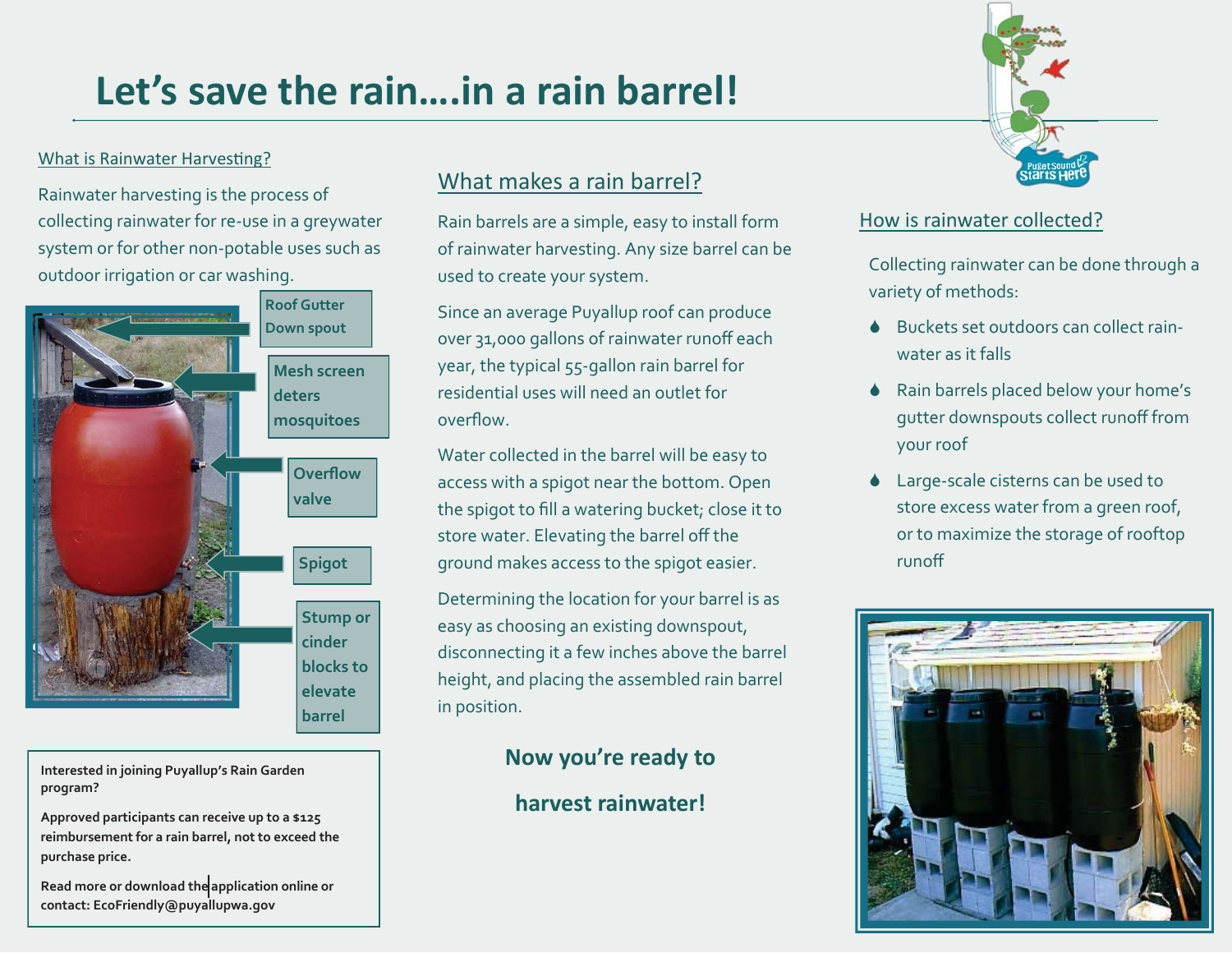# Let's save the rain....in a rain barrel!

## What is Rainwater Harvesting?

Rainwater harvesting is the process of collecting rainwater for re-use in a greywater system or for other non-potable uses such as outdoor irrigation or car washing.

Roof Gutter Down spout

Mesh screen deters mosquitoes

Overflow valve

Spigot

Stump or cinder blocks to elevate barrel

**Interested in joining Puyallup's Rain Garden program?**

**Approved participants can receive up to a $125 reimbursement for a rain barrel, not to exceed the purchase price.**

**Read more or download the application online or contact: EcoFriendly@puyallupwa.gov**

## What makes a rain barrel?

Rain barrels are a simple, easy to install form of rainwater harvesting. Any size barrel can be used to create your system.

Since an average Puyallup roof can produce over 31,000 gallons of rainwater runoff each year, the typical 55-gallon rain barrel for residential uses will need an outlet for overflow.

Water collected in the barrel will be easy to access with a spigot near the bottom. Open the spigot to fill a watering bucket; close it to store water. Elevating the barrel off the ground makes access to the spigot easier.

Determining the location for your barrel is as easy as choosing an existing downspout, disconnecting it a few inches above the barrel height, and placing the assembled rain barrel in position.

**Now you're ready to harvest rainwater!**

## How is rainwater collected?

Collecting rainwater can be done through a variety of methods:

- Buckets set outdoors can collect rainwater as it falls
- Rain barrels placed below your home's gutter downspouts collect runoff from your roof
- Large-scale cisterns can be used to store excess water from a green roof, or to maximize the storage of rooftop runoff